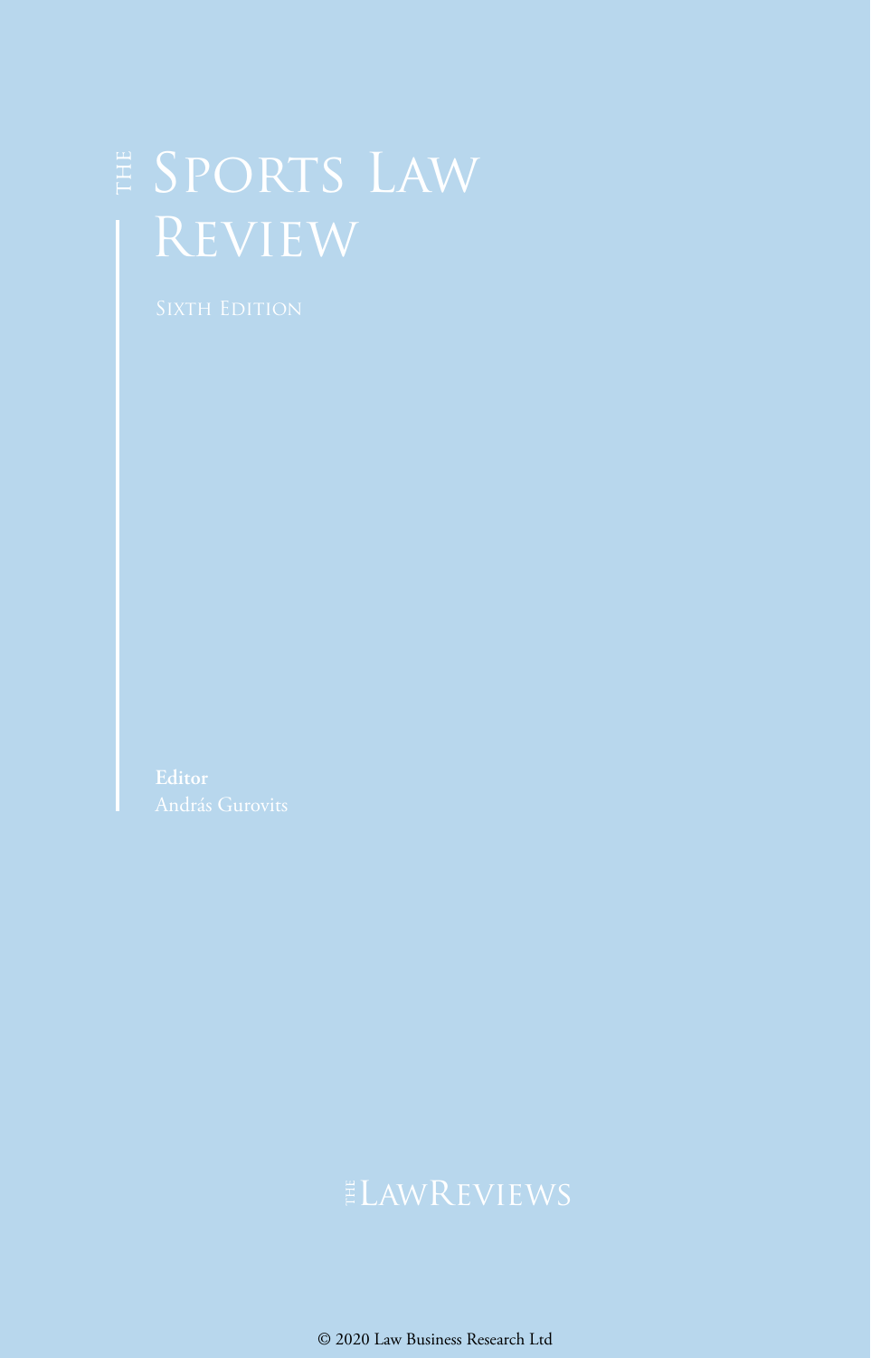# THE Sports Law Review

Sixth Edition

**Editor**
András Gurovits

THE LAWREVIEWS

© 2020 Law Business Research Ltd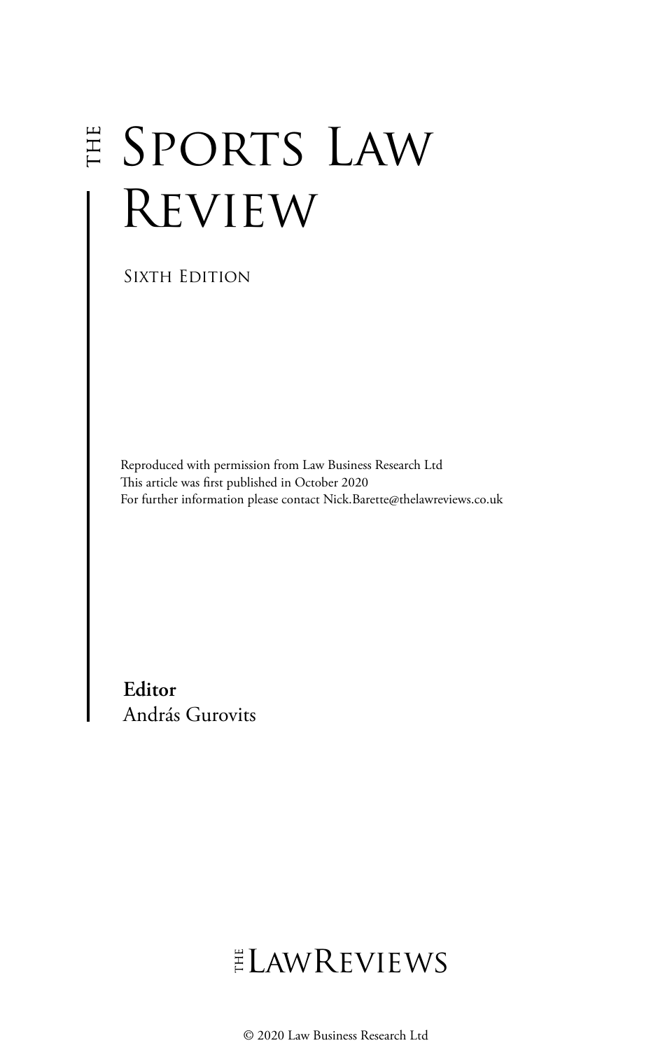# THE SPORTS LAW REVIEW

SIXTH EDITION

Reproduced with permission from Law Business Research Ltd
This article was first published in October 2020
For further information please contact Nick.Barette@thelawreviews.co.uk

**Editor**
András Gurovits

THE LAWREVIEWS

© 2020 Law Business Research Ltd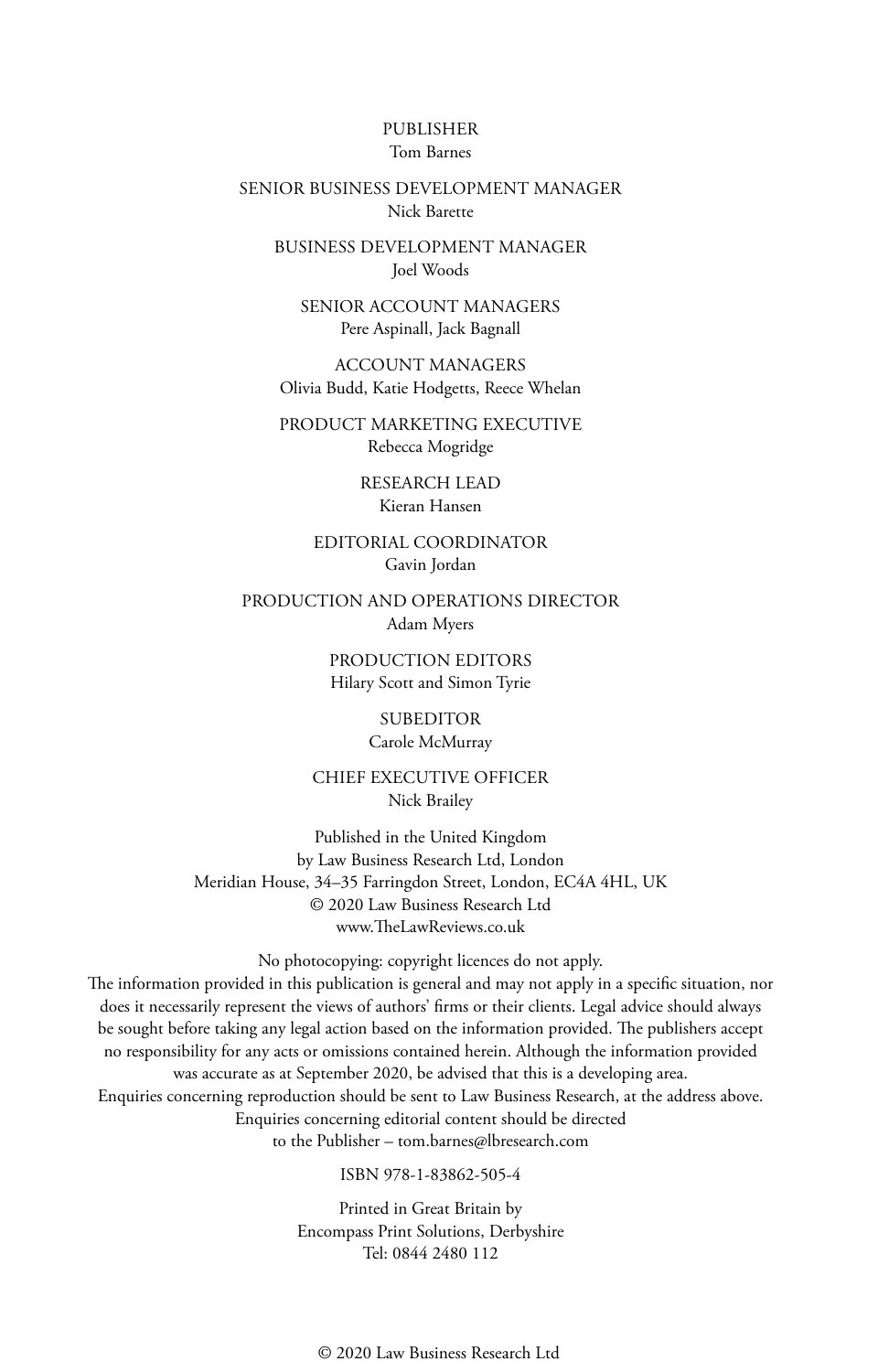PUBLISHER
Tom Barnes

SENIOR BUSINESS DEVELOPMENT MANAGER
Nick Barette

BUSINESS DEVELOPMENT MANAGER
Joel Woods

SENIOR ACCOUNT MANAGERS
Pere Aspinall, Jack Bagnall

ACCOUNT MANAGERS
Olivia Budd, Katie Hodgetts, Reece Whelan

PRODUCT MARKETING EXECUTIVE
Rebecca Mogridge

RESEARCH LEAD
Kieran Hansen

EDITORIAL COORDINATOR
Gavin Jordan

PRODUCTION AND OPERATIONS DIRECTOR
Adam Myers

PRODUCTION EDITORS
Hilary Scott and Simon Tyrie

SUBEDITOR
Carole McMurray

CHIEF EXECUTIVE OFFICER
Nick Brailey

Published in the United Kingdom
by Law Business Research Ltd, London
Meridian House, 34–35 Farringdon Street, London, EC4A 4HL, UK
© 2020 Law Business Research Ltd
www.TheLawReviews.co.uk

No photocopying: copyright licences do not apply.
The information provided in this publication is general and may not apply in a specific situation, nor does it necessarily represent the views of authors' firms or their clients. Legal advice should always be sought before taking any legal action based on the information provided. The publishers accept no responsibility for any acts or omissions contained herein. Although the information provided was accurate as at September 2020, be advised that this is a developing area.
Enquiries concerning reproduction should be sent to Law Business Research, at the address above.
Enquiries concerning editorial content should be directed
to the Publisher – tom.barnes@lbresearch.com

ISBN 978-1-83862-505-4

Printed in Great Britain by
Encompass Print Solutions, Derbyshire
Tel: 0844 2480 112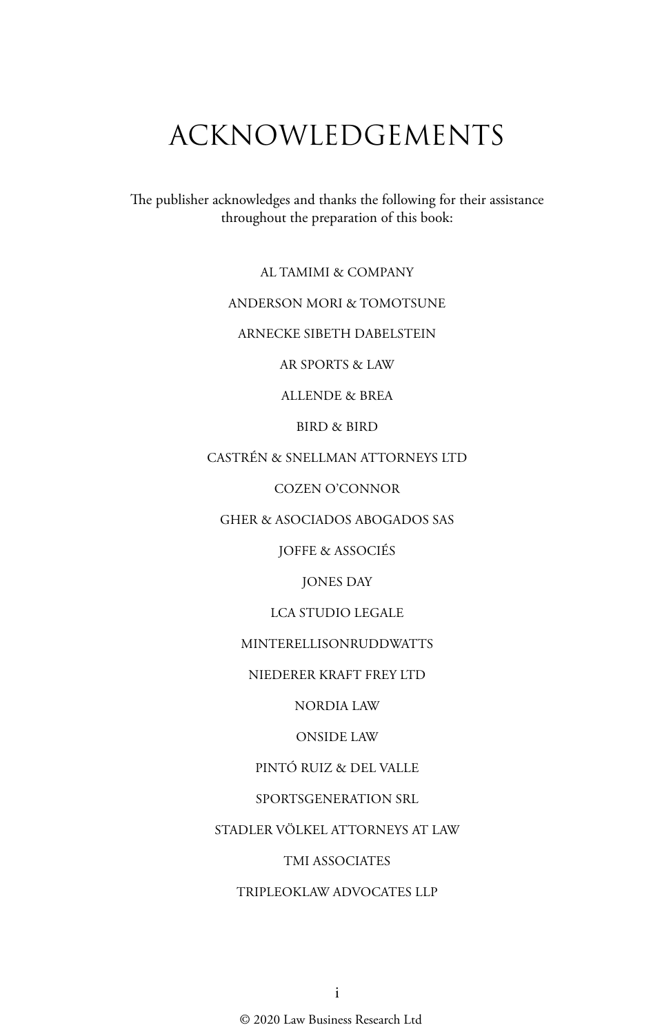# ACKNOWLEDGEMENTS

The publisher acknowledges and thanks the following for their assistance throughout the preparation of this book:

AL TAMIMI & COMPANY

ANDERSON MORI & TOMOTSUNE

ARNECKE SIBETH DABELSTEIN

AR SPORTS & LAW

ALLENDE & BREA

BIRD & BIRD

CASTRÉN & SNELLMAN ATTORNEYS LTD

COZEN O'CONNOR

GHER & ASOCIADOS ABOGADOS SAS

JOFFE & ASSOCIÉS

JONES DAY

LCA STUDIO LEGALE

MINTERELLISONRUDDWATTS

NIEDERER KRAFT FREY LTD

NORDIA LAW

ONSIDE LAW

PINTÓ RUIZ & DEL VALLE

SPORTSGENERATION SRL

STADLER VÖLKEL ATTORNEYS AT LAW

TMI ASSOCIATES

TRIPLEOKLAW ADVOCATES LLP

© 2020 Law Business Research Ltd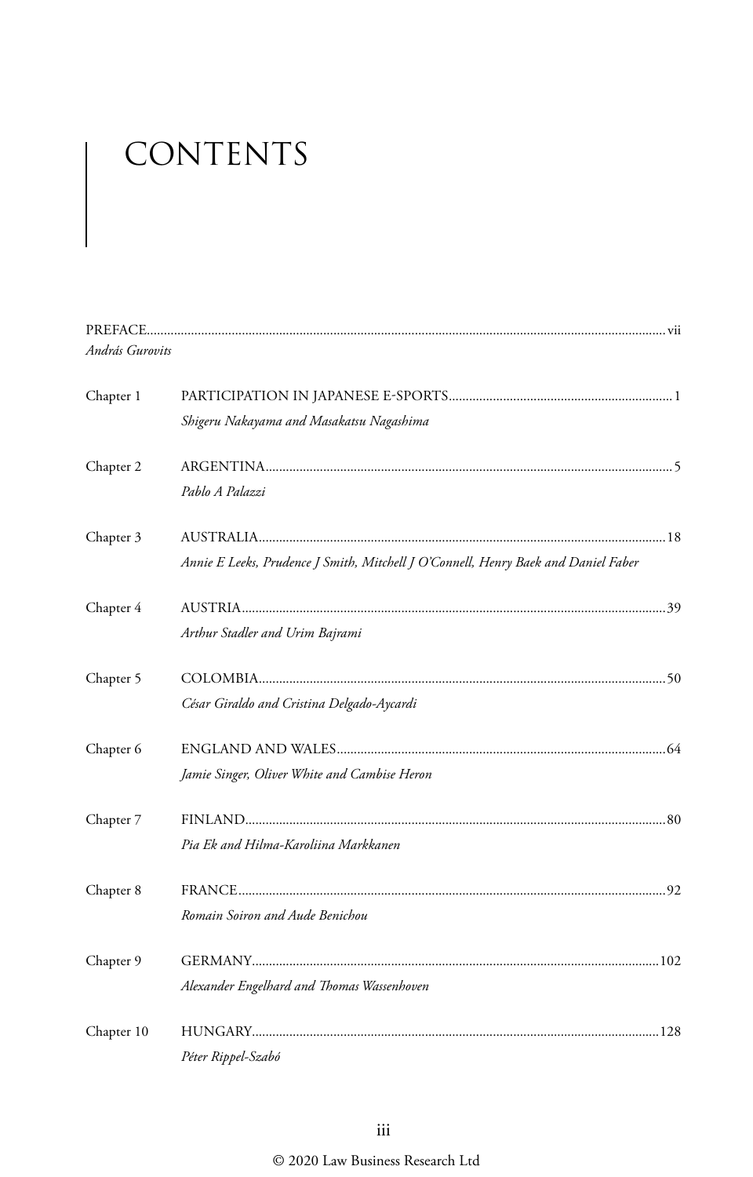# CONTENTS

| | | |
|---|---|---|
| PREFACE<br>*András Gurovits* | | vii |
| Chapter 1 | PARTICIPATION IN JAPANESE E-SPORTS<br>*Shigeru Nakayama and Masakatsu Nagashima* | 1 |
| Chapter 2 | ARGENTINA<br>*Pablo A Palazzi* | 5 |
| Chapter 3 | AUSTRALIA<br>*Annie E Leeks, Prudence J Smith, Mitchell J O'Connell, Henry Baek and Daniel Faber* | 18 |
| Chapter 4 | AUSTRIA<br>*Arthur Stadler and Urim Bajrami* | 39 |
| Chapter 5 | COLOMBIA<br>*César Giraldo and Cristina Delgado-Aycardi* | 50 |
| Chapter 6 | ENGLAND AND WALES<br>*Jamie Singer, Oliver White and Cambise Heron* | 64 |
| Chapter 7 | FINLAND<br>*Pia Ek and Hilma-Karoliina Markkanen* | 80 |
| Chapter 8 | FRANCE<br>*Romain Soiron and Aude Benichou* | 92 |
| Chapter 9 | GERMANY<br>*Alexander Engelhard and Thomas Wassenhoven* | 102 |
| Chapter 10 | HUNGARY<br>*Péter Rippel-Szabó* | 128 |

© 2020 Law Business Research Ltd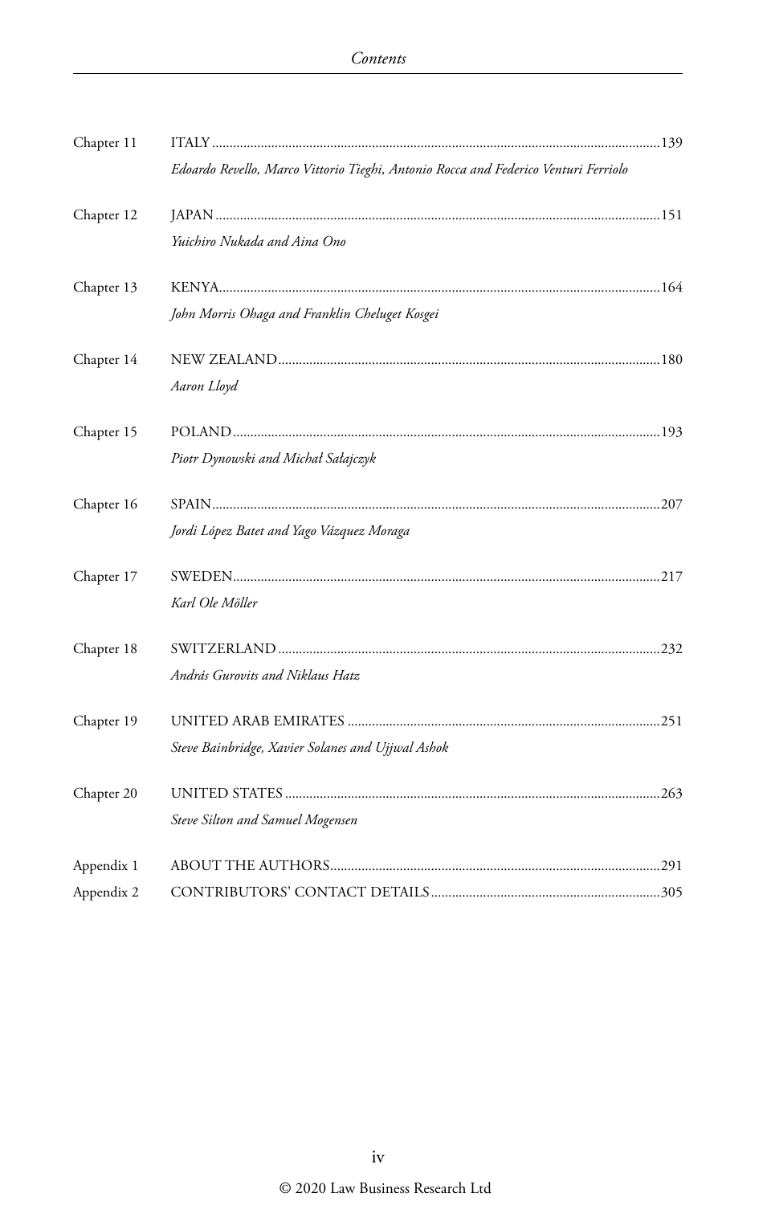| | | |
|---|---|---|
| Chapter 11 | ITALY | 139 |
| | *Edoardo Revello, Marco Vittorio Tieghi, Antonio Rocca and Federico Venturi Ferriolo* | |
| Chapter 12 | JAPAN | 151 |
| | *Yuichiro Nukada and Aina Ono* | |
| Chapter 13 | KENYA | 164 |
| | *John Morris Ohaga and Franklin Cheluget Kosgei* | |
| Chapter 14 | NEW ZEALAND | 180 |
| | *Aaron Lloyd* | |
| Chapter 15 | POLAND | 193 |
| | *Piotr Dynowski and Michał Sałajczyk* | |
| Chapter 16 | SPAIN | 207 |
| | *Jordi López Batet and Yago Vázquez Moraga* | |
| Chapter 17 | SWEDEN | 217 |
| | *Karl Ole Möller* | |
| Chapter 18 | SWITZERLAND | 232 |
| | *András Gurovits and Niklaus Hatz* | |
| Chapter 19 | UNITED ARAB EMIRATES | 251 |
| | *Steve Bainbridge, Xavier Solanes and Ujjwal Ashok* | |
| Chapter 20 | UNITED STATES | 263 |
| | *Steve Silton and Samuel Mogensen* | |
| Appendix 1 | ABOUT THE AUTHORS | 291 |
| Appendix 2 | CONTRIBUTORS' CONTACT DETAILS | 305 |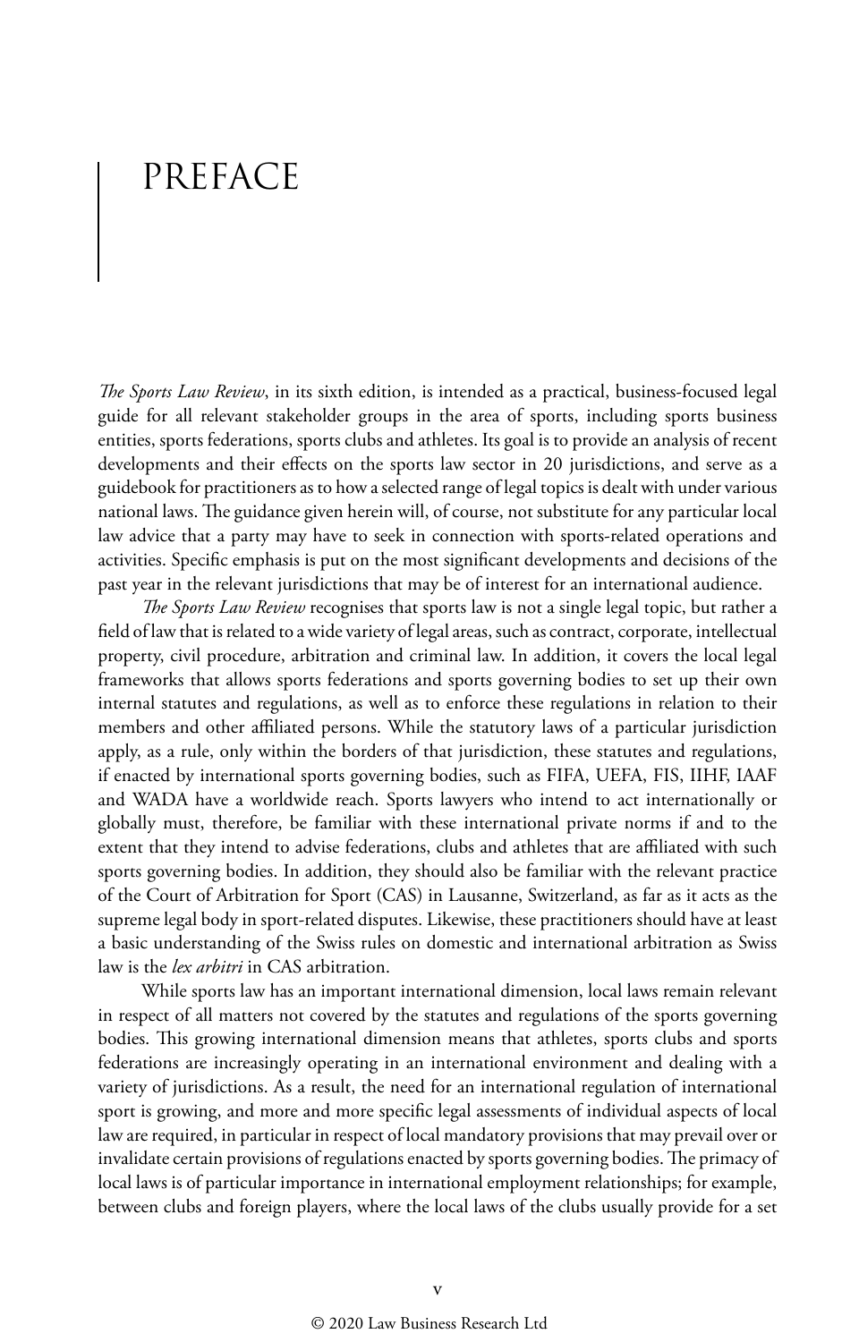# PREFACE

*The Sports Law Review*, in its sixth edition, is intended as a practical, business-focused legal guide for all relevant stakeholder groups in the area of sports, including sports business entities, sports federations, sports clubs and athletes. Its goal is to provide an analysis of recent developments and their effects on the sports law sector in 20 jurisdictions, and serve as a guidebook for practitioners as to how a selected range of legal topics is dealt with under various national laws. The guidance given herein will, of course, not substitute for any particular local law advice that a party may have to seek in connection with sports-related operations and activities. Specific emphasis is put on the most significant developments and decisions of the past year in the relevant jurisdictions that may be of interest for an international audience.

*The Sports Law Review* recognises that sports law is not a single legal topic, but rather a field of law that is related to a wide variety of legal areas, such as contract, corporate, intellectual property, civil procedure, arbitration and criminal law. In addition, it covers the local legal frameworks that allows sports federations and sports governing bodies to set up their own internal statutes and regulations, as well as to enforce these regulations in relation to their members and other affiliated persons. While the statutory laws of a particular jurisdiction apply, as a rule, only within the borders of that jurisdiction, these statutes and regulations, if enacted by international sports governing bodies, such as FIFA, UEFA, FIS, IIHF, IAAF and WADA have a worldwide reach. Sports lawyers who intend to act internationally or globally must, therefore, be familiar with these international private norms if and to the extent that they intend to advise federations, clubs and athletes that are affiliated with such sports governing bodies. In addition, they should also be familiar with the relevant practice of the Court of Arbitration for Sport (CAS) in Lausanne, Switzerland, as far as it acts as the supreme legal body in sport-related disputes. Likewise, these practitioners should have at least a basic understanding of the Swiss rules on domestic and international arbitration as Swiss law is the *lex arbitri* in CAS arbitration.

While sports law has an important international dimension, local laws remain relevant in respect of all matters not covered by the statutes and regulations of the sports governing bodies. This growing international dimension means that athletes, sports clubs and sports federations are increasingly operating in an international environment and dealing with a variety of jurisdictions. As a result, the need for an international regulation of international sport is growing, and more and more specific legal assessments of individual aspects of local law are required, in particular in respect of local mandatory provisions that may prevail over or invalidate certain provisions of regulations enacted by sports governing bodies. The primacy of local laws is of particular importance in international employment relationships; for example, between clubs and foreign players, where the local laws of the clubs usually provide for a set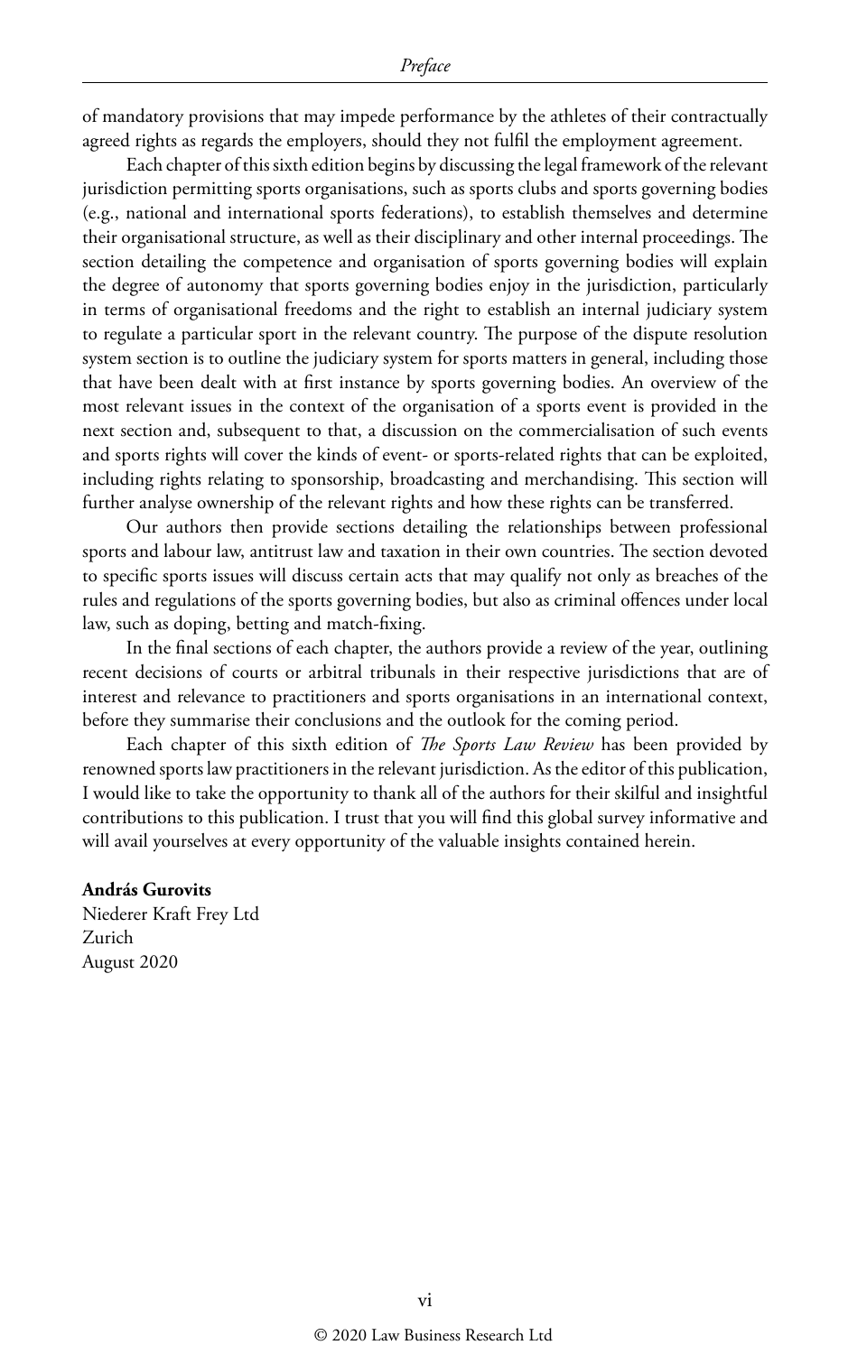of mandatory provisions that may impede performance by the athletes of their contractually agreed rights as regards the employers, should they not fulfil the employment agreement.

Each chapter of this sixth edition begins by discussing the legal framework of the relevant jurisdiction permitting sports organisations, such as sports clubs and sports governing bodies (e.g., national and international sports federations), to establish themselves and determine their organisational structure, as well as their disciplinary and other internal proceedings. The section detailing the competence and organisation of sports governing bodies will explain the degree of autonomy that sports governing bodies enjoy in the jurisdiction, particularly in terms of organisational freedoms and the right to establish an internal judiciary system to regulate a particular sport in the relevant country. The purpose of the dispute resolution system section is to outline the judiciary system for sports matters in general, including those that have been dealt with at first instance by sports governing bodies. An overview of the most relevant issues in the context of the organisation of a sports event is provided in the next section and, subsequent to that, a discussion on the commercialisation of such events and sports rights will cover the kinds of event- or sports-related rights that can be exploited, including rights relating to sponsorship, broadcasting and merchandising. This section will further analyse ownership of the relevant rights and how these rights can be transferred.

Our authors then provide sections detailing the relationships between professional sports and labour law, antitrust law and taxation in their own countries. The section devoted to specific sports issues will discuss certain acts that may qualify not only as breaches of the rules and regulations of the sports governing bodies, but also as criminal offences under local law, such as doping, betting and match-fixing.

In the final sections of each chapter, the authors provide a review of the year, outlining recent decisions of courts or arbitral tribunals in their respective jurisdictions that are of interest and relevance to practitioners and sports organisations in an international context, before they summarise their conclusions and the outlook for the coming period.

Each chapter of this sixth edition of *The Sports Law Review* has been provided by renowned sports law practitioners in the relevant jurisdiction. As the editor of this publication, I would like to take the opportunity to thank all of the authors for their skilful and insightful contributions to this publication. I trust that you will find this global survey informative and will avail yourselves at every opportunity of the valuable insights contained herein.

**András Gurovits**
Niederer Kraft Frey Ltd
Zurich
August 2020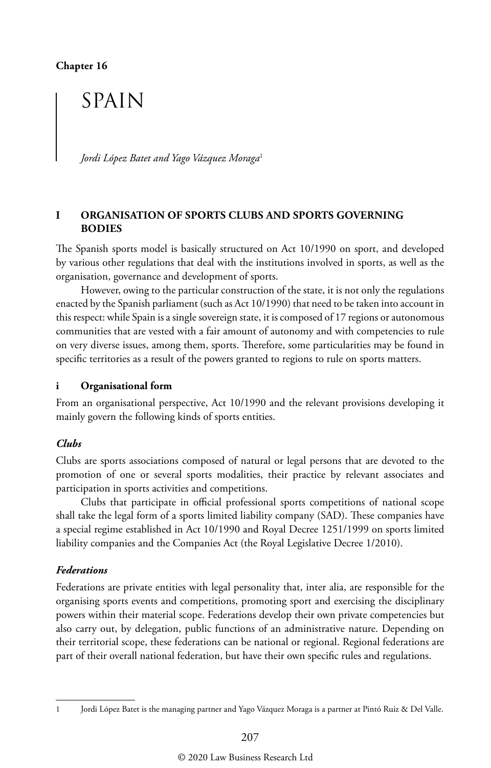Chapter 16

# SPAIN

*Jordi López Batet and Yago Vázquez Moraga*[1]

## I ORGANISATION OF SPORTS CLUBS AND SPORTS GOVERNING BODIES

The Spanish sports model is basically structured on Act 10/1990 on sport, and developed by various other regulations that deal with the institutions involved in sports, as well as the organisation, governance and development of sports.

However, owing to the particular construction of the state, it is not only the regulations enacted by the Spanish parliament (such as Act 10/1990) that need to be taken into account in this respect: while Spain is a single sovereign state, it is composed of 17 regions or autonomous communities that are vested with a fair amount of autonomy and with competencies to rule on very diverse issues, among them, sports. Therefore, some particularities may be found in specific territories as a result of the powers granted to regions to rule on sports matters.

### i Organisational form

From an organisational perspective, Act 10/1990 and the relevant provisions developing it mainly govern the following kinds of sports entities.

#### *Clubs*

Clubs are sports associations composed of natural or legal persons that are devoted to the promotion of one or several sports modalities, their practice by relevant associates and participation in sports activities and competitions.

Clubs that participate in official professional sports competitions of national scope shall take the legal form of a sports limited liability company (SAD). These companies have a special regime established in Act 10/1990 and Royal Decree 1251/1999 on sports limited liability companies and the Companies Act (the Royal Legislative Decree 1/2010).

#### *Federations*

Federations are private entities with legal personality that, inter alia, are responsible for the organising sports events and competitions, promoting sport and exercising the disciplinary powers within their material scope. Federations develop their own private competencies but also carry out, by delegation, public functions of an administrative nature. Depending on their territorial scope, these federations can be national or regional. Regional federations are part of their overall national federation, but have their own specific rules and regulations.

---

1 Jordi López Batet is the managing partner and Yago Vázquez Moraga is a partner at Pintó Ruiz & Del Valle.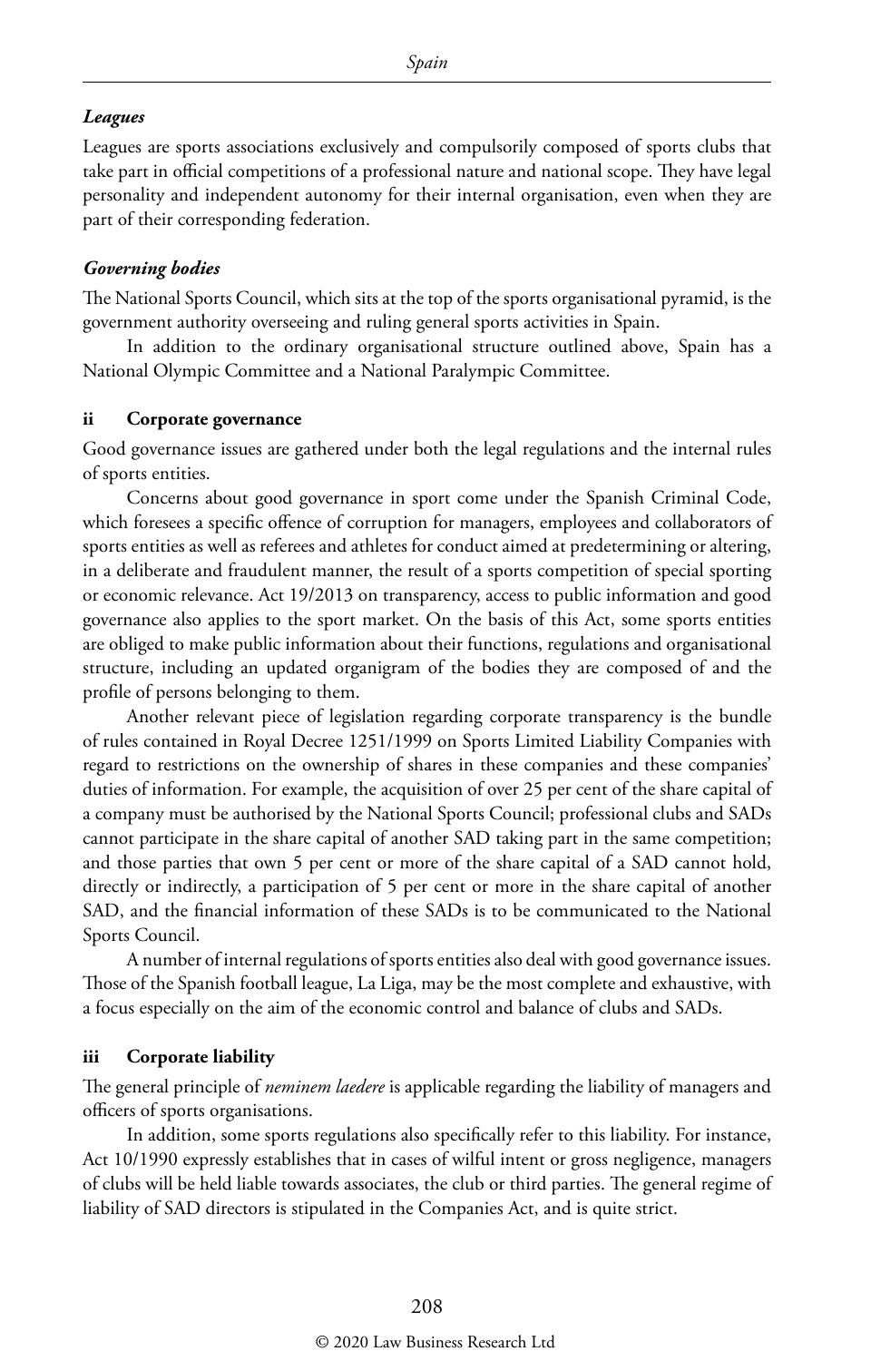### *Leagues*

Leagues are sports associations exclusively and compulsorily composed of sports clubs that take part in official competitions of a professional nature and national scope. They have legal personality and independent autonomy for their internal organisation, even when they are part of their corresponding federation.

### *Governing bodies*

The National Sports Council, which sits at the top of the sports organisational pyramid, is the government authority overseeing and ruling general sports activities in Spain.

In addition to the ordinary organisational structure outlined above, Spain has a National Olympic Committee and a National Paralympic Committee.

## ii Corporate governance

Good governance issues are gathered under both the legal regulations and the internal rules of sports entities.

Concerns about good governance in sport come under the Spanish Criminal Code, which foresees a specific offence of corruption for managers, employees and collaborators of sports entities as well as referees and athletes for conduct aimed at predetermining or altering, in a deliberate and fraudulent manner, the result of a sports competition of special sporting or economic relevance. Act 19/2013 on transparency, access to public information and good governance also applies to the sport market. On the basis of this Act, some sports entities are obliged to make public information about their functions, regulations and organisational structure, including an updated organigram of the bodies they are composed of and the profile of persons belonging to them.

Another relevant piece of legislation regarding corporate transparency is the bundle of rules contained in Royal Decree 1251/1999 on Sports Limited Liability Companies with regard to restrictions on the ownership of shares in these companies and these companies' duties of information. For example, the acquisition of over 25 per cent of the share capital of a company must be authorised by the National Sports Council; professional clubs and SADs cannot participate in the share capital of another SAD taking part in the same competition; and those parties that own 5 per cent or more of the share capital of a SAD cannot hold, directly or indirectly, a participation of 5 per cent or more in the share capital of another SAD, and the financial information of these SADs is to be communicated to the National Sports Council.

A number of internal regulations of sports entities also deal with good governance issues. Those of the Spanish football league, La Liga, may be the most complete and exhaustive, with a focus especially on the aim of the economic control and balance of clubs and SADs.

## iii Corporate liability

The general principle of *neminem laedere* is applicable regarding the liability of managers and officers of sports organisations.

In addition, some sports regulations also specifically refer to this liability. For instance, Act 10/1990 expressly establishes that in cases of wilful intent or gross negligence, managers of clubs will be held liable towards associates, the club or third parties. The general regime of liability of SAD directors is stipulated in the Companies Act, and is quite strict.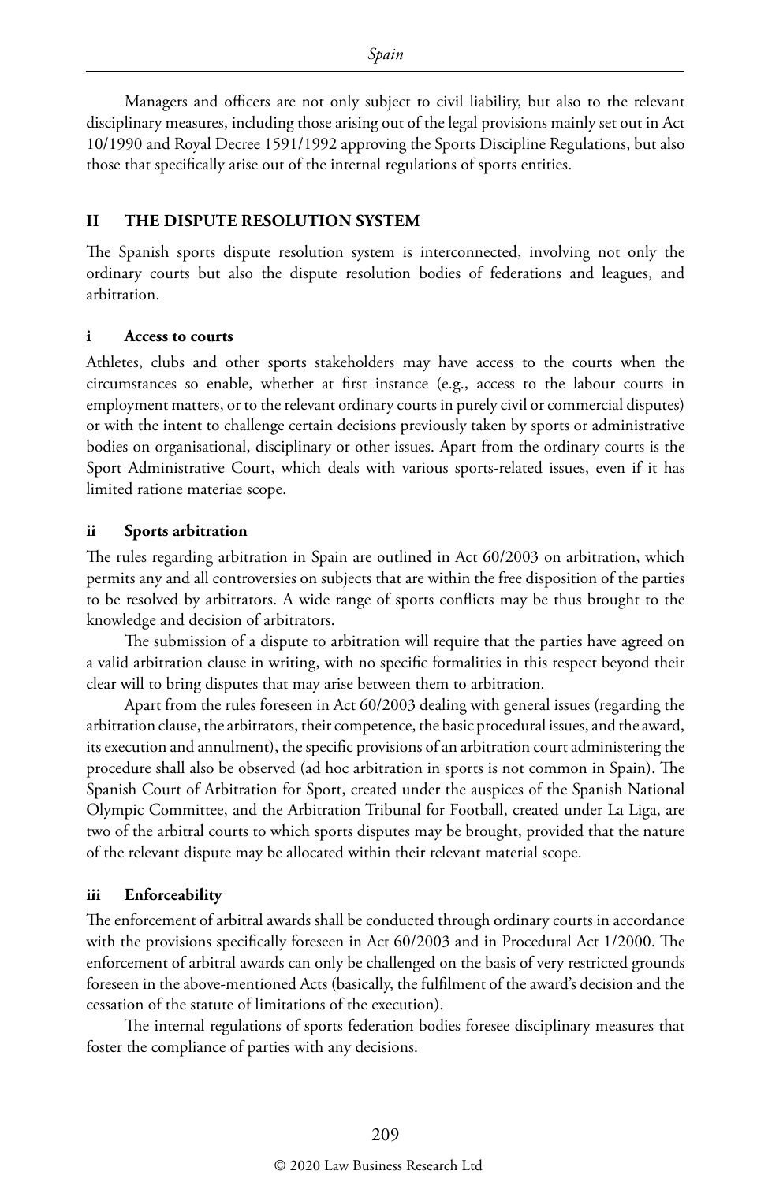Managers and officers are not only subject to civil liability, but also to the relevant disciplinary measures, including those arising out of the legal provisions mainly set out in Act 10/1990 and Royal Decree 1591/1992 approving the Sports Discipline Regulations, but also those that specifically arise out of the internal regulations of sports entities.

## II THE DISPUTE RESOLUTION SYSTEM

The Spanish sports dispute resolution system is interconnected, involving not only the ordinary courts but also the dispute resolution bodies of federations and leagues, and arbitration.

### i Access to courts

Athletes, clubs and other sports stakeholders may have access to the courts when the circumstances so enable, whether at first instance (e.g., access to the labour courts in employment matters, or to the relevant ordinary courts in purely civil or commercial disputes) or with the intent to challenge certain decisions previously taken by sports or administrative bodies on organisational, disciplinary or other issues. Apart from the ordinary courts is the Sport Administrative Court, which deals with various sports-related issues, even if it has limited ratione materiae scope.

### ii Sports arbitration

The rules regarding arbitration in Spain are outlined in Act 60/2003 on arbitration, which permits any and all controversies on subjects that are within the free disposition of the parties to be resolved by arbitrators. A wide range of sports conflicts may be thus brought to the knowledge and decision of arbitrators.

The submission of a dispute to arbitration will require that the parties have agreed on a valid arbitration clause in writing, with no specific formalities in this respect beyond their clear will to bring disputes that may arise between them to arbitration.

Apart from the rules foreseen in Act 60/2003 dealing with general issues (regarding the arbitration clause, the arbitrators, their competence, the basic procedural issues, and the award, its execution and annulment), the specific provisions of an arbitration court administering the procedure shall also be observed (ad hoc arbitration in sports is not common in Spain). The Spanish Court of Arbitration for Sport, created under the auspices of the Spanish National Olympic Committee, and the Arbitration Tribunal for Football, created under La Liga, are two of the arbitral courts to which sports disputes may be brought, provided that the nature of the relevant dispute may be allocated within their relevant material scope.

### iii Enforceability

The enforcement of arbitral awards shall be conducted through ordinary courts in accordance with the provisions specifically foreseen in Act 60/2003 and in Procedural Act 1/2000. The enforcement of arbitral awards can only be challenged on the basis of very restricted grounds foreseen in the above-mentioned Acts (basically, the fulfilment of the award's decision and the cessation of the statute of limitations of the execution).

The internal regulations of sports federation bodies foresee disciplinary measures that foster the compliance of parties with any decisions.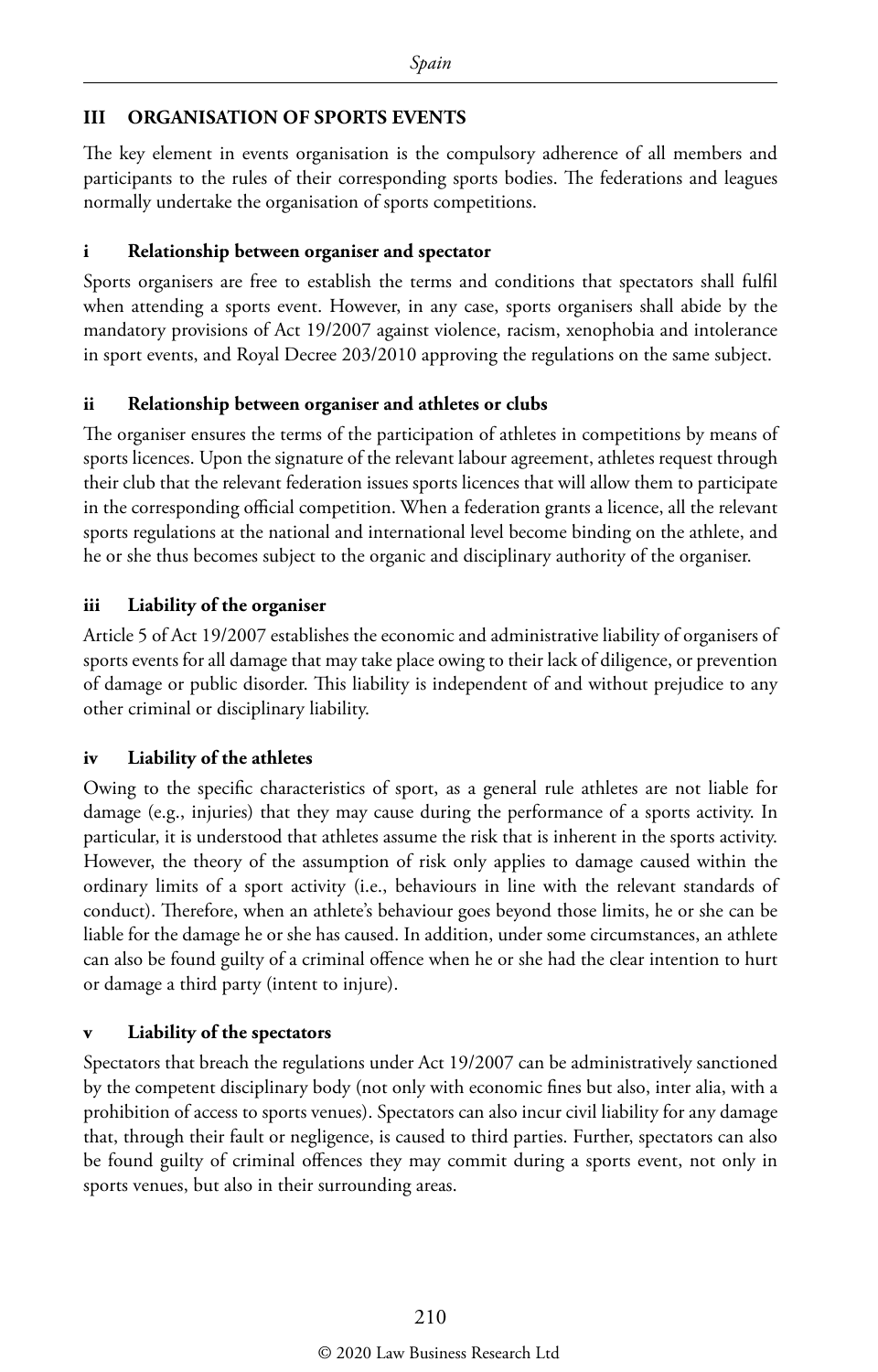## III ORGANISATION OF SPORTS EVENTS

The key element in events organisation is the compulsory adherence of all members and participants to the rules of their corresponding sports bodies. The federations and leagues normally undertake the organisation of sports competitions.

### i Relationship between organiser and spectator

Sports organisers are free to establish the terms and conditions that spectators shall fulfil when attending a sports event. However, in any case, sports organisers shall abide by the mandatory provisions of Act 19/2007 against violence, racism, xenophobia and intolerance in sport events, and Royal Decree 203/2010 approving the regulations on the same subject.

### ii Relationship between organiser and athletes or clubs

The organiser ensures the terms of the participation of athletes in competitions by means of sports licences. Upon the signature of the relevant labour agreement, athletes request through their club that the relevant federation issues sports licences that will allow them to participate in the corresponding official competition. When a federation grants a licence, all the relevant sports regulations at the national and international level become binding on the athlete, and he or she thus becomes subject to the organic and disciplinary authority of the organiser.

### iii Liability of the organiser

Article 5 of Act 19/2007 establishes the economic and administrative liability of organisers of sports events for all damage that may take place owing to their lack of diligence, or prevention of damage or public disorder. This liability is independent of and without prejudice to any other criminal or disciplinary liability.

### iv Liability of the athletes

Owing to the specific characteristics of sport, as a general rule athletes are not liable for damage (e.g., injuries) that they may cause during the performance of a sports activity. In particular, it is understood that athletes assume the risk that is inherent in the sports activity. However, the theory of the assumption of risk only applies to damage caused within the ordinary limits of a sport activity (i.e., behaviours in line with the relevant standards of conduct). Therefore, when an athlete's behaviour goes beyond those limits, he or she can be liable for the damage he or she has caused. In addition, under some circumstances, an athlete can also be found guilty of a criminal offence when he or she had the clear intention to hurt or damage a third party (intent to injure).

### v Liability of the spectators

Spectators that breach the regulations under Act 19/2007 can be administratively sanctioned by the competent disciplinary body (not only with economic fines but also, inter alia, with a prohibition of access to sports venues). Spectators can also incur civil liability for any damage that, through their fault or negligence, is caused to third parties. Further, spectators can also be found guilty of criminal offences they may commit during a sports event, not only in sports venues, but also in their surrounding areas.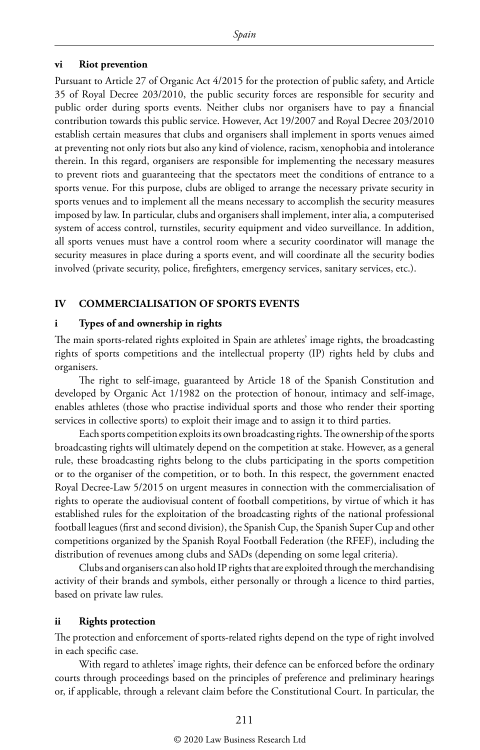### vi Riot prevention

Pursuant to Article 27 of Organic Act 4/2015 for the protection of public safety, and Article 35 of Royal Decree 203/2010, the public security forces are responsible for security and public order during sports events. Neither clubs nor organisers have to pay a financial contribution towards this public service. However, Act 19/2007 and Royal Decree 203/2010 establish certain measures that clubs and organisers shall implement in sports venues aimed at preventing not only riots but also any kind of violence, racism, xenophobia and intolerance therein. In this regard, organisers are responsible for implementing the necessary measures to prevent riots and guaranteeing that the spectators meet the conditions of entrance to a sports venue. For this purpose, clubs are obliged to arrange the necessary private security in sports venues and to implement all the means necessary to accomplish the security measures imposed by law. In particular, clubs and organisers shall implement, inter alia, a computerised system of access control, turnstiles, security equipment and video surveillance. In addition, all sports venues must have a control room where a security coordinator will manage the security measures in place during a sports event, and will coordinate all the security bodies involved (private security, police, firefighters, emergency services, sanitary services, etc.).

## IV COMMERCIALISATION OF SPORTS EVENTS

### i Types of and ownership in rights

The main sports-related rights exploited in Spain are athletes' image rights, the broadcasting rights of sports competitions and the intellectual property (IP) rights held by clubs and organisers.

The right to self-image, guaranteed by Article 18 of the Spanish Constitution and developed by Organic Act 1/1982 on the protection of honour, intimacy and self-image, enables athletes (those who practise individual sports and those who render their sporting services in collective sports) to exploit their image and to assign it to third parties.

Each sports competition exploits its own broadcasting rights. The ownership of the sports broadcasting rights will ultimately depend on the competition at stake. However, as a general rule, these broadcasting rights belong to the clubs participating in the sports competition or to the organiser of the competition, or to both. In this respect, the government enacted Royal Decree-Law 5/2015 on urgent measures in connection with the commercialisation of rights to operate the audiovisual content of football competitions, by virtue of which it has established rules for the exploitation of the broadcasting rights of the national professional football leagues (first and second division), the Spanish Cup, the Spanish Super Cup and other competitions organized by the Spanish Royal Football Federation (the RFEF), including the distribution of revenues among clubs and SADs (depending on some legal criteria).

Clubs and organisers can also hold IP rights that are exploited through the merchandising activity of their brands and symbols, either personally or through a licence to third parties, based on private law rules.

### ii Rights protection

The protection and enforcement of sports-related rights depend on the type of right involved in each specific case.

With regard to athletes' image rights, their defence can be enforced before the ordinary courts through proceedings based on the principles of preference and preliminary hearings or, if applicable, through a relevant claim before the Constitutional Court. In particular, the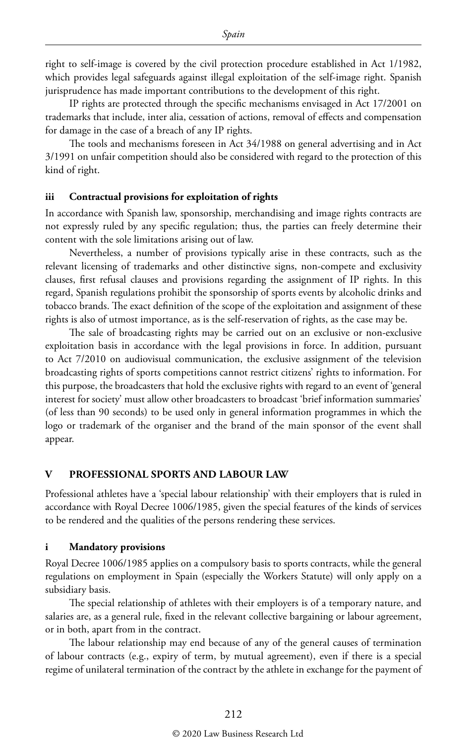right to self-image is covered by the civil protection procedure established in Act 1/1982, which provides legal safeguards against illegal exploitation of the self-image right. Spanish jurisprudence has made important contributions to the development of this right.

IP rights are protected through the specific mechanisms envisaged in Act 17/2001 on trademarks that include, inter alia, cessation of actions, removal of effects and compensation for damage in the case of a breach of any IP rights.

The tools and mechanisms foreseen in Act 34/1988 on general advertising and in Act 3/1991 on unfair competition should also be considered with regard to the protection of this kind of right.

### iii Contractual provisions for exploitation of rights

In accordance with Spanish law, sponsorship, merchandising and image rights contracts are not expressly ruled by any specific regulation; thus, the parties can freely determine their content with the sole limitations arising out of law.

Nevertheless, a number of provisions typically arise in these contracts, such as the relevant licensing of trademarks and other distinctive signs, non-compete and exclusivity clauses, first refusal clauses and provisions regarding the assignment of IP rights. In this regard, Spanish regulations prohibit the sponsorship of sports events by alcoholic drinks and tobacco brands. The exact definition of the scope of the exploitation and assignment of these rights is also of utmost importance, as is the self-reservation of rights, as the case may be.

The sale of broadcasting rights may be carried out on an exclusive or non-exclusive exploitation basis in accordance with the legal provisions in force. In addition, pursuant to Act 7/2010 on audiovisual communication, the exclusive assignment of the television broadcasting rights of sports competitions cannot restrict citizens' rights to information. For this purpose, the broadcasters that hold the exclusive rights with regard to an event of 'general interest for society' must allow other broadcasters to broadcast 'brief information summaries' (of less than 90 seconds) to be used only in general information programmes in which the logo or trademark of the organiser and the brand of the main sponsor of the event shall appear.

## V PROFESSIONAL SPORTS AND LABOUR LAW

Professional athletes have a 'special labour relationship' with their employers that is ruled in accordance with Royal Decree 1006/1985, given the special features of the kinds of services to be rendered and the qualities of the persons rendering these services.

### i Mandatory provisions

Royal Decree 1006/1985 applies on a compulsory basis to sports contracts, while the general regulations on employment in Spain (especially the Workers Statute) will only apply on a subsidiary basis.

The special relationship of athletes with their employers is of a temporary nature, and salaries are, as a general rule, fixed in the relevant collective bargaining or labour agreement, or in both, apart from in the contract.

The labour relationship may end because of any of the general causes of termination of labour contracts (e.g., expiry of term, by mutual agreement), even if there is a special regime of unilateral termination of the contract by the athlete in exchange for the payment of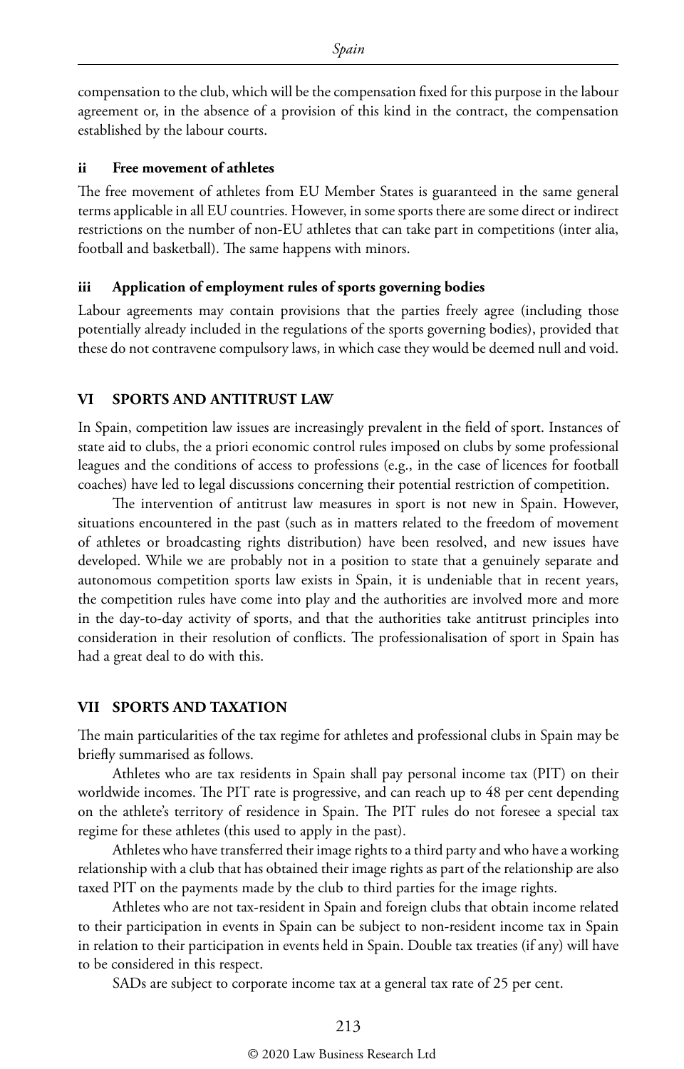compensation to the club, which will be the compensation fixed for this purpose in the labour agreement or, in the absence of a provision of this kind in the contract, the compensation established by the labour courts.

### ii Free movement of athletes

The free movement of athletes from EU Member States is guaranteed in the same general terms applicable in all EU countries. However, in some sports there are some direct or indirect restrictions on the number of non-EU athletes that can take part in competitions (inter alia, football and basketball). The same happens with minors.

### iii Application of employment rules of sports governing bodies

Labour agreements may contain provisions that the parties freely agree (including those potentially already included in the regulations of the sports governing bodies), provided that these do not contravene compulsory laws, in which case they would be deemed null and void.

## VI SPORTS AND ANTITRUST LAW

In Spain, competition law issues are increasingly prevalent in the field of sport. Instances of state aid to clubs, the a priori economic control rules imposed on clubs by some professional leagues and the conditions of access to professions (e.g., in the case of licences for football coaches) have led to legal discussions concerning their potential restriction of competition.

The intervention of antitrust law measures in sport is not new in Spain. However, situations encountered in the past (such as in matters related to the freedom of movement of athletes or broadcasting rights distribution) have been resolved, and new issues have developed. While we are probably not in a position to state that a genuinely separate and autonomous competition sports law exists in Spain, it is undeniable that in recent years, the competition rules have come into play and the authorities are involved more and more in the day-to-day activity of sports, and that the authorities take antitrust principles into consideration in their resolution of conflicts. The professionalisation of sport in Spain has had a great deal to do with this.

## VII SPORTS AND TAXATION

The main particularities of the tax regime for athletes and professional clubs in Spain may be briefly summarised as follows.

Athletes who are tax residents in Spain shall pay personal income tax (PIT) on their worldwide incomes. The PIT rate is progressive, and can reach up to 48 per cent depending on the athlete's territory of residence in Spain. The PIT rules do not foresee a special tax regime for these athletes (this used to apply in the past).

Athletes who have transferred their image rights to a third party and who have a working relationship with a club that has obtained their image rights as part of the relationship are also taxed PIT on the payments made by the club to third parties for the image rights.

Athletes who are not tax-resident in Spain and foreign clubs that obtain income related to their participation in events in Spain can be subject to non-resident income tax in Spain in relation to their participation in events held in Spain. Double tax treaties (if any) will have to be considered in this respect.

SADs are subject to corporate income tax at a general tax rate of 25 per cent.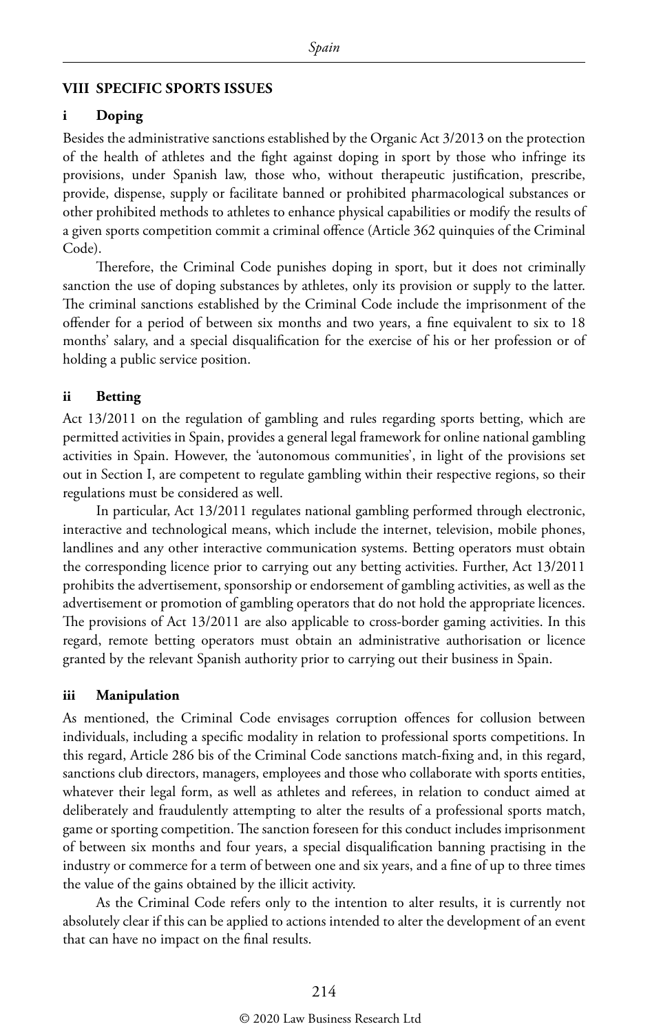## VIII SPECIFIC SPORTS ISSUES

### i Doping

Besides the administrative sanctions established by the Organic Act 3/2013 on the protection of the health of athletes and the fight against doping in sport by those who infringe its provisions, under Spanish law, those who, without therapeutic justification, prescribe, provide, dispense, supply or facilitate banned or prohibited pharmacological substances or other prohibited methods to athletes to enhance physical capabilities or modify the results of a given sports competition commit a criminal offence (Article 362 quinquies of the Criminal Code).

Therefore, the Criminal Code punishes doping in sport, but it does not criminally sanction the use of doping substances by athletes, only its provision or supply to the latter. The criminal sanctions established by the Criminal Code include the imprisonment of the offender for a period of between six months and two years, a fine equivalent to six to 18 months' salary, and a special disqualification for the exercise of his or her profession or of holding a public service position.

### ii Betting

Act 13/2011 on the regulation of gambling and rules regarding sports betting, which are permitted activities in Spain, provides a general legal framework for online national gambling activities in Spain. However, the 'autonomous communities', in light of the provisions set out in Section I, are competent to regulate gambling within their respective regions, so their regulations must be considered as well.

In particular, Act 13/2011 regulates national gambling performed through electronic, interactive and technological means, which include the internet, television, mobile phones, landlines and any other interactive communication systems. Betting operators must obtain the corresponding licence prior to carrying out any betting activities. Further, Act 13/2011 prohibits the advertisement, sponsorship or endorsement of gambling activities, as well as the advertisement or promotion of gambling operators that do not hold the appropriate licences. The provisions of Act 13/2011 are also applicable to cross-border gaming activities. In this regard, remote betting operators must obtain an administrative authorisation or licence granted by the relevant Spanish authority prior to carrying out their business in Spain.

### iii Manipulation

As mentioned, the Criminal Code envisages corruption offences for collusion between individuals, including a specific modality in relation to professional sports competitions. In this regard, Article 286 bis of the Criminal Code sanctions match-fixing and, in this regard, sanctions club directors, managers, employees and those who collaborate with sports entities, whatever their legal form, as well as athletes and referees, in relation to conduct aimed at deliberately and fraudulently attempting to alter the results of a professional sports match, game or sporting competition. The sanction foreseen for this conduct includes imprisonment of between six months and four years, a special disqualification banning practising in the industry or commerce for a term of between one and six years, and a fine of up to three times the value of the gains obtained by the illicit activity.

As the Criminal Code refers only to the intention to alter results, it is currently not absolutely clear if this can be applied to actions intended to alter the development of an event that can have no impact on the final results.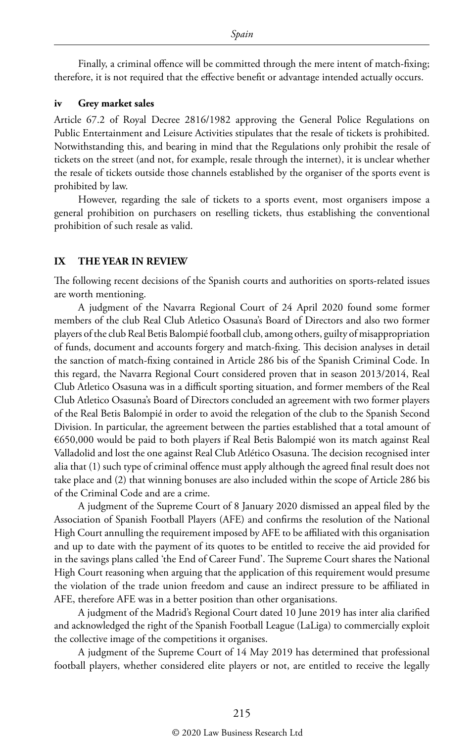Finally, a criminal offence will be committed through the mere intent of match-fixing; therefore, it is not required that the effective benefit or advantage intended actually occurs.

### iv Grey market sales

Article 67.2 of Royal Decree 2816/1982 approving the General Police Regulations on Public Entertainment and Leisure Activities stipulates that the resale of tickets is prohibited. Notwithstanding this, and bearing in mind that the Regulations only prohibit the resale of tickets on the street (and not, for example, resale through the internet), it is unclear whether the resale of tickets outside those channels established by the organiser of the sports event is prohibited by law.

However, regarding the sale of tickets to a sports event, most organisers impose a general prohibition on purchasers on reselling tickets, thus establishing the conventional prohibition of such resale as valid.

## IX THE YEAR IN REVIEW

The following recent decisions of the Spanish courts and authorities on sports-related issues are worth mentioning.

A judgment of the Navarra Regional Court of 24 April 2020 found some former members of the club Real Club Atletico Osasuna's Board of Directors and also two former players of the club Real Betis Balompié football club, among others, guilty of misappropriation of funds, document and accounts forgery and match-fixing. This decision analyses in detail the sanction of match-fixing contained in Article 286 bis of the Spanish Criminal Code. In this regard, the Navarra Regional Court considered proven that in season 2013/2014, Real Club Atletico Osasuna was in a difficult sporting situation, and former members of the Real Club Atletico Osasuna's Board of Directors concluded an agreement with two former players of the Real Betis Balompié in order to avoid the relegation of the club to the Spanish Second Division. In particular, the agreement between the parties established that a total amount of €650,000 would be paid to both players if Real Betis Balompié won its match against Real Valladolid and lost the one against Real Club Atlético Osasuna. The decision recognised inter alia that (1) such type of criminal offence must apply although the agreed final result does not take place and (2) that winning bonuses are also included within the scope of Article 286 bis of the Criminal Code and are a crime.

A judgment of the Supreme Court of 8 January 2020 dismissed an appeal filed by the Association of Spanish Football Players (AFE) and confirms the resolution of the National High Court annulling the requirement imposed by AFE to be affiliated with this organisation and up to date with the payment of its quotes to be entitled to receive the aid provided for in the savings plans called 'the End of Career Fund'. The Supreme Court shares the National High Court reasoning when arguing that the application of this requirement would presume the violation of the trade union freedom and cause an indirect pressure to be affiliated in AFE, therefore AFE was in a better position than other organisations.

A judgment of the Madrid's Regional Court dated 10 June 2019 has inter alia clarified and acknowledged the right of the Spanish Football League (LaLiga) to commercially exploit the collective image of the competitions it organises.

A judgment of the Supreme Court of 14 May 2019 has determined that professional football players, whether considered elite players or not, are entitled to receive the legally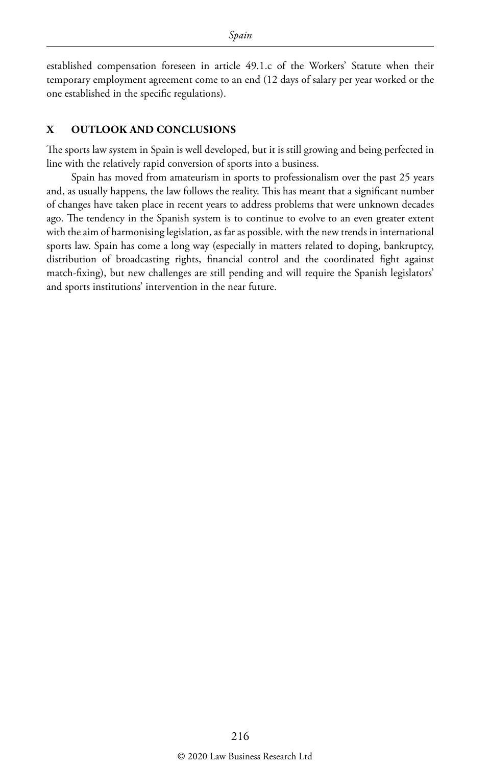established compensation foreseen in article 49.1.c of the Workers' Statute when their temporary employment agreement come to an end (12 days of salary per year worked or the one established in the specific regulations).

## X OUTLOOK AND CONCLUSIONS

The sports law system in Spain is well developed, but it is still growing and being perfected in line with the relatively rapid conversion of sports into a business.

Spain has moved from amateurism in sports to professionalism over the past 25 years and, as usually happens, the law follows the reality. This has meant that a significant number of changes have taken place in recent years to address problems that were unknown decades ago. The tendency in the Spanish system is to continue to evolve to an even greater extent with the aim of harmonising legislation, as far as possible, with the new trends in international sports law. Spain has come a long way (especially in matters related to doping, bankruptcy, distribution of broadcasting rights, financial control and the coordinated fight against match-fixing), but new challenges are still pending and will require the Spanish legislators' and sports institutions' intervention in the near future.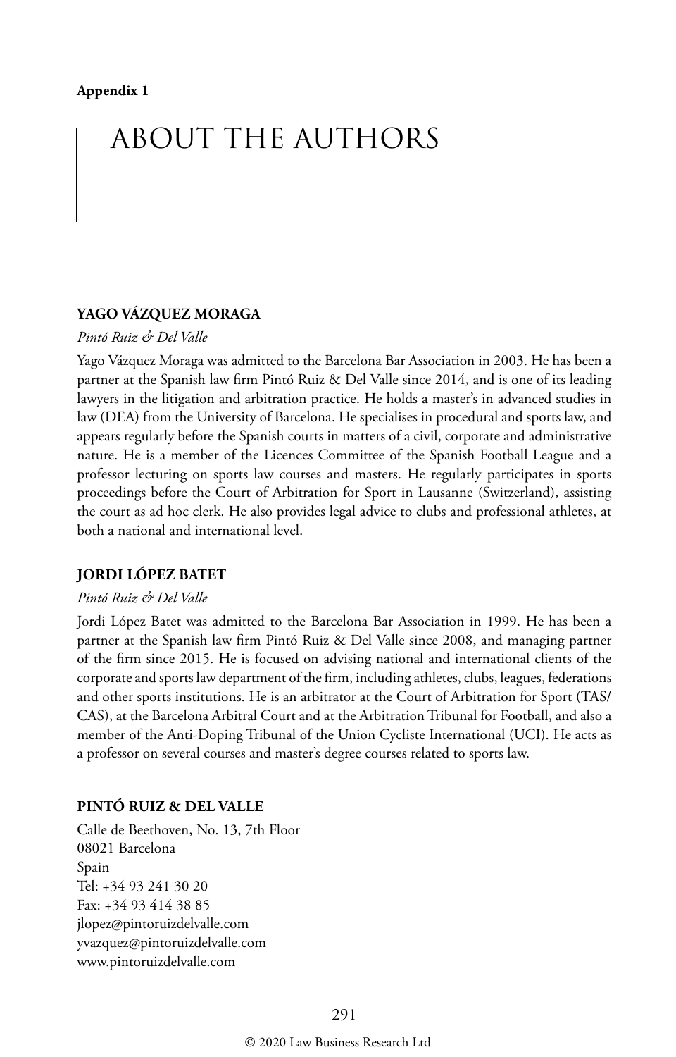**Appendix 1**

# ABOUT THE AUTHORS

## YAGO VÁZQUEZ MORAGA

*Pintó Ruiz & Del Valle*

Yago Vázquez Moraga was admitted to the Barcelona Bar Association in 2003. He has been a partner at the Spanish law firm Pintó Ruiz & Del Valle since 2014, and is one of its leading lawyers in the litigation and arbitration practice. He holds a master's in advanced studies in law (DEA) from the University of Barcelona. He specialises in procedural and sports law, and appears regularly before the Spanish courts in matters of a civil, corporate and administrative nature. He is a member of the Licences Committee of the Spanish Football League and a professor lecturing on sports law courses and masters. He regularly participates in sports proceedings before the Court of Arbitration for Sport in Lausanne (Switzerland), assisting the court as ad hoc clerk. He also provides legal advice to clubs and professional athletes, at both a national and international level.

## JORDI LÓPEZ BATET

*Pintó Ruiz & Del Valle*

Jordi López Batet was admitted to the Barcelona Bar Association in 1999. He has been a partner at the Spanish law firm Pintó Ruiz & Del Valle since 2008, and managing partner of the firm since 2015. He is focused on advising national and international clients of the corporate and sports law department of the firm, including athletes, clubs, leagues, federations and other sports institutions. He is an arbitrator at the Court of Arbitration for Sport (TAS/CAS), at the Barcelona Arbitral Court and at the Arbitration Tribunal for Football, and also a member of the Anti-Doping Tribunal of the Union Cycliste International (UCI). He acts as a professor on several courses and master's degree courses related to sports law.

## PINTÓ RUIZ & DEL VALLE

Calle de Beethoven, No. 13, 7th Floor
08021 Barcelona
Spain
Tel: +34 93 241 30 20
Fax: +34 93 414 38 85
jlopez@pintoruizdelvalle.com
yvazquez@pintoruizdelvalle.com
www.pintoruizdelvalle.com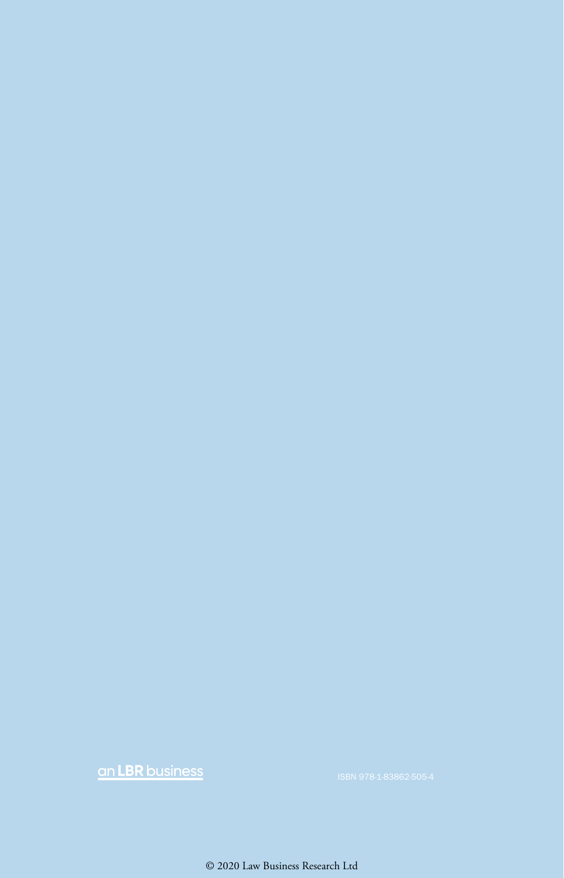an LBR business

ISBN 978-1-83862-505-4

© 2020 Law Business Research Ltd